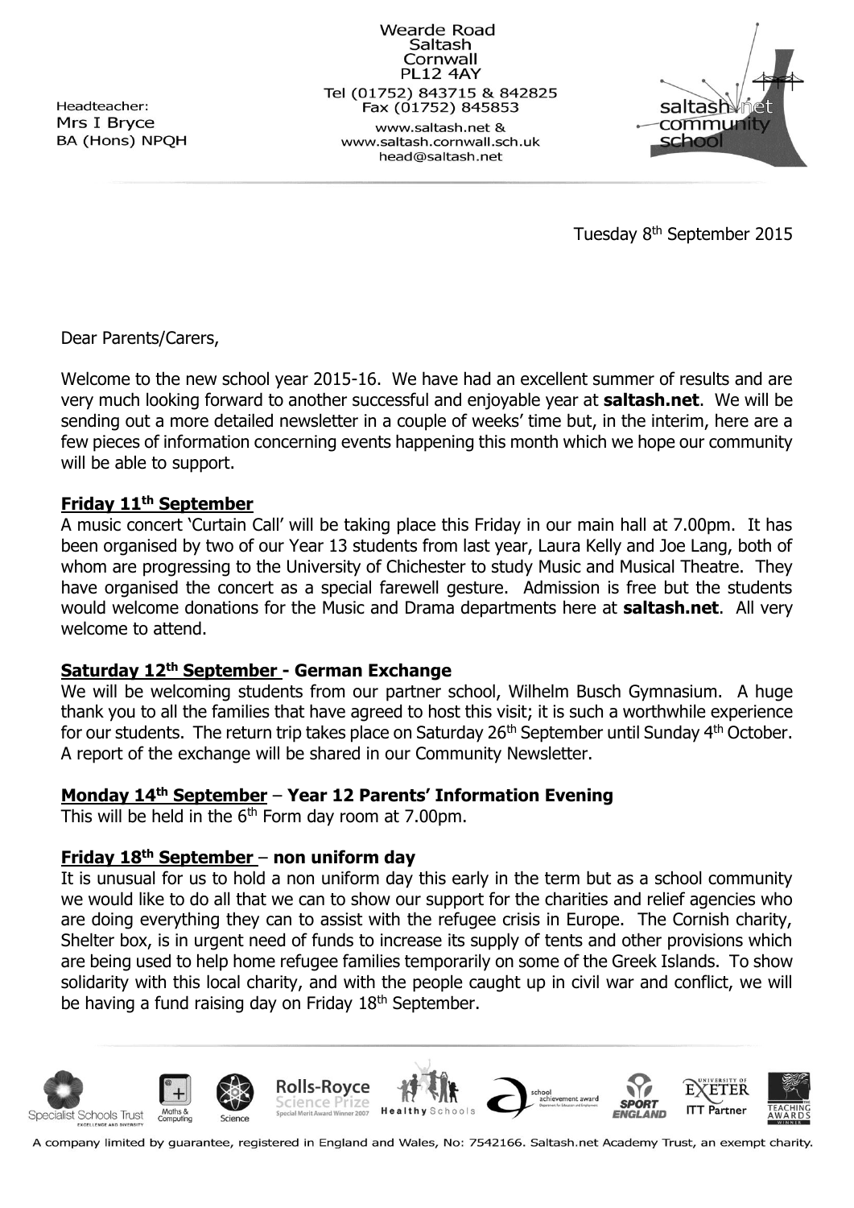Headteacher:
Mrs I Bryce
BA (Hons) NPQH

Wearde Road
Saltash
Cornwall
PL12 4AY
Tel (01752) 843715 & 842825
Fax (01752) 845853
www.saltash.net &
www.saltash.cornwall.sch.uk
head@saltash.net

Tuesday 8th September 2015

Dear Parents/Carers,

Welcome to the new school year 2015-16. We have had an excellent summer of results and are very much looking forward to another successful and enjoyable year at **saltash.net**. We will be sending out a more detailed newsletter in a couple of weeks' time but, in the interim, here are a few pieces of information concerning events happening this month which we hope our community will be able to support.

**Friday 11th September**

A music concert 'Curtain Call' will be taking place this Friday in our main hall at 7.00pm. It has been organised by two of our Year 13 students from last year, Laura Kelly and Joe Lang, both of whom are progressing to the University of Chichester to study Music and Musical Theatre. They have organised the concert as a special farewell gesture. Admission is free but the students would welcome donations for the Music and Drama departments here at **saltash.net**. All very welcome to attend.

**Saturday 12th September - German Exchange**

We will be welcoming students from our partner school, Wilhelm Busch Gymnasium. A huge thank you to all the families that have agreed to host this visit; it is such a worthwhile experience for our students. The return trip takes place on Saturday 26th September until Sunday 4th October. A report of the exchange will be shared in our Community Newsletter.

**Monday 14th September – Year 12 Parents' Information Evening**

This will be held in the 6th Form day room at 7.00pm.

**Friday 18th September – non uniform day**

It is unusual for us to hold a non uniform day this early in the term but as a school community we would like to do all that we can to show our support for the charities and relief agencies who are doing everything they can to assist with the refugee crisis in Europe. The Cornish charity, Shelter box, is in urgent need of funds to increase its supply of tents and other provisions which are being used to help home refugee families temporarily on some of the Greek Islands. To show solidarity with this local charity, and with the people caught up in civil war and conflict, we will be having a fund raising day on Friday 18th September.

A company limited by guarantee, registered in England and Wales, No: 7542166. Saltash.net Academy Trust, an exempt charity.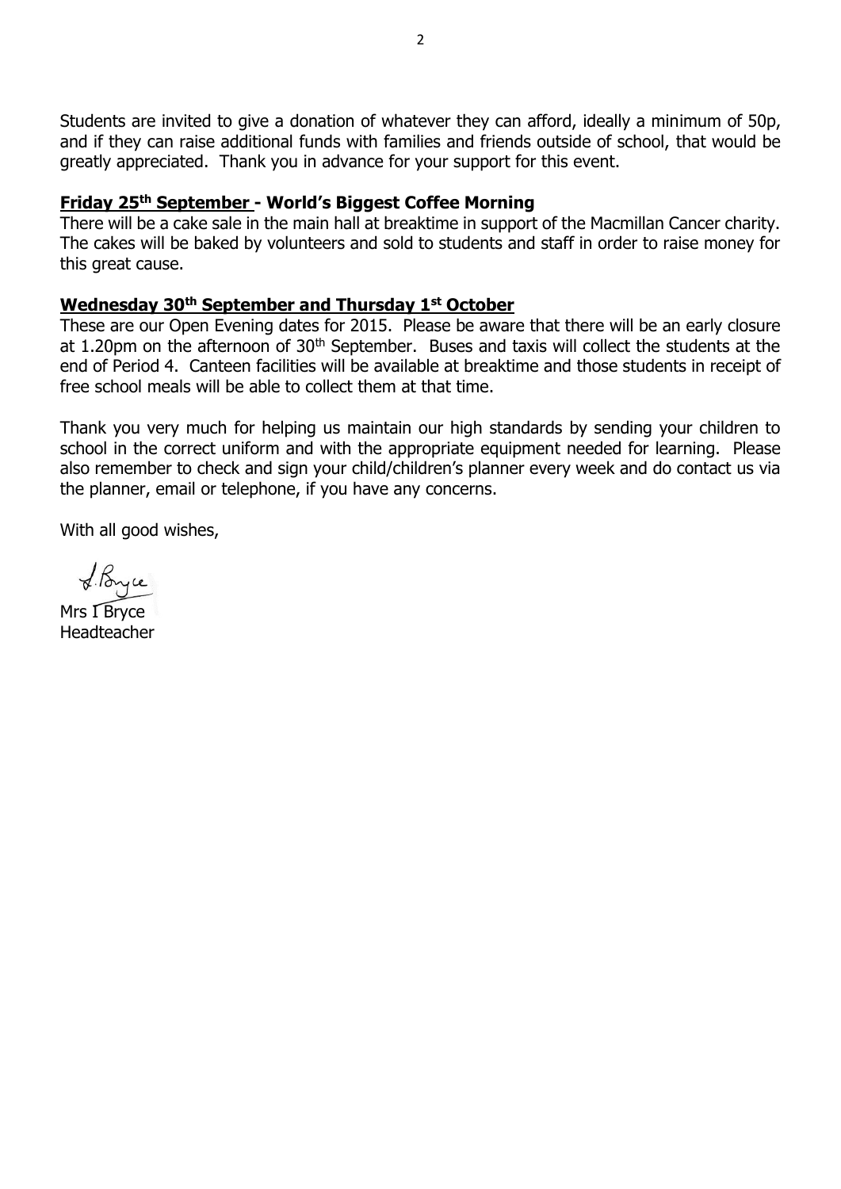Students are invited to give a donation of whatever they can afford, ideally a minimum of 50p, and if they can raise additional funds with families and friends outside of school, that would be greatly appreciated. Thank you in advance for your support for this event.

**<u>Friday 25th September</u> - World's Biggest Coffee Morning**

There will be a cake sale in the main hall at breaktime in support of the Macmillan Cancer charity. The cakes will be baked by volunteers and sold to students and staff in order to raise money for this great cause.

**<u>Wednesday 30th September and Thursday 1st October</u>**

These are our Open Evening dates for 2015. Please be aware that there will be an early closure at 1.20pm on the afternoon of 30th September. Buses and taxis will collect the students at the end of Period 4. Canteen facilities will be available at breaktime and those students in receipt of free school meals will be able to collect them at that time.

Thank you very much for helping us maintain our high standards by sending your children to school in the correct uniform and with the appropriate equipment needed for learning. Please also remember to check and sign your child/children's planner every week and do contact us via the planner, email or telephone, if you have any concerns.

With all good wishes,

Mrs I Bryce
Headteacher